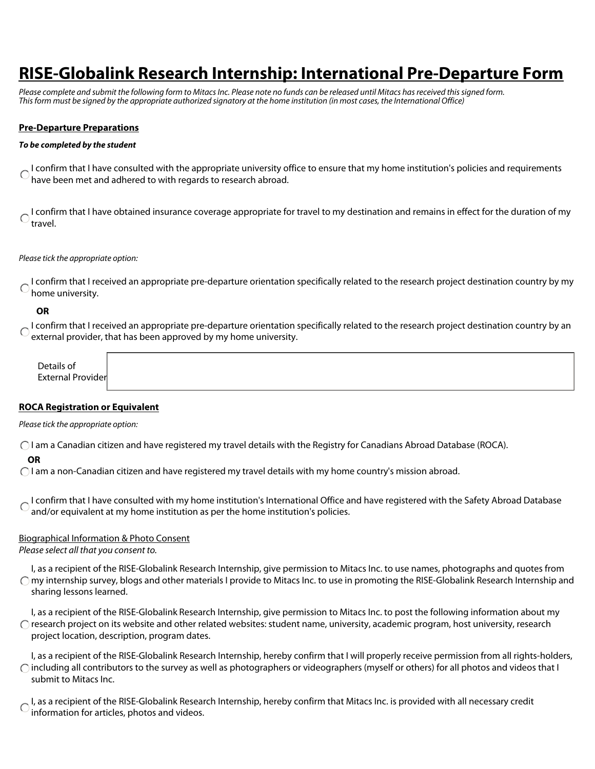# RISE-Globalink Research Internship: International Pre-Departure Form

*Please complete and submit the following form to Mitacs Inc. Please note no funds can be released until Mitacs has received this signed form.*
*This form must be signed by the appropriate authorized signatory at the home institution (in most cases, the International Office)*

## Pre-Departure Preparations

***To be completed by the student***

- ○ I confirm that I have consulted with the appropriate university office to ensure that my home institution's policies and requirements have been met and adhered to with regards to research abroad.

- ○ I confirm that I have obtained insurance coverage appropriate for travel to my destination and remains in effect for the duration of my travel.

*Please tick the appropriate option:*

- ○ I confirm that I received an appropriate pre-departure orientation specifically related to the research project destination country by my home university.

**OR**

- ○ I confirm that I received an appropriate pre-departure orientation specifically related to the research project destination country by an external provider, that has been approved by my home university.

Details of External Provider: ____________________

## ROCA Registration or Equivalent

*Please tick the appropriate option:*

- ○ I am a Canadian citizen and have registered my travel details with the Registry for Canadians Abroad Database (ROCA).

**OR**

- ○ I am a non-Canadian citizen and have registered my travel details with my home country's mission abroad.

- ○ I confirm that I have consulted with my home institution's International Office and have registered with the Safety Abroad Database and/or equivalent at my home institution as per the home institution's policies.

## Biographical Information & Photo Consent

*Please select all that you consent to.*

- ○ I, as a recipient of the RISE-Globalink Research Internship, give permission to Mitacs Inc. to use names, photographs and quotes from my internship survey, blogs and other materials I provide to Mitacs Inc. to use in promoting the RISE-Globalink Research Internship and sharing lessons learned.

- ○ I, as a recipient of the RISE-Globalink Research Internship, give permission to Mitacs Inc. to post the following information about my research project on its website and other related websites: student name, university, academic program, host university, research project location, description, program dates.

- ○ I, as a recipient of the RISE-Globalink Research Internship, hereby confirm that I will properly receive permission from all rights-holders, including all contributors to the survey as well as photographers or videographers (myself or others) for all photos and videos that I submit to Mitacs Inc.

- ○ I, as a recipient of the RISE-Globalink Research Internship, hereby confirm that Mitacs Inc. is provided with all necessary credit information for articles, photos and videos.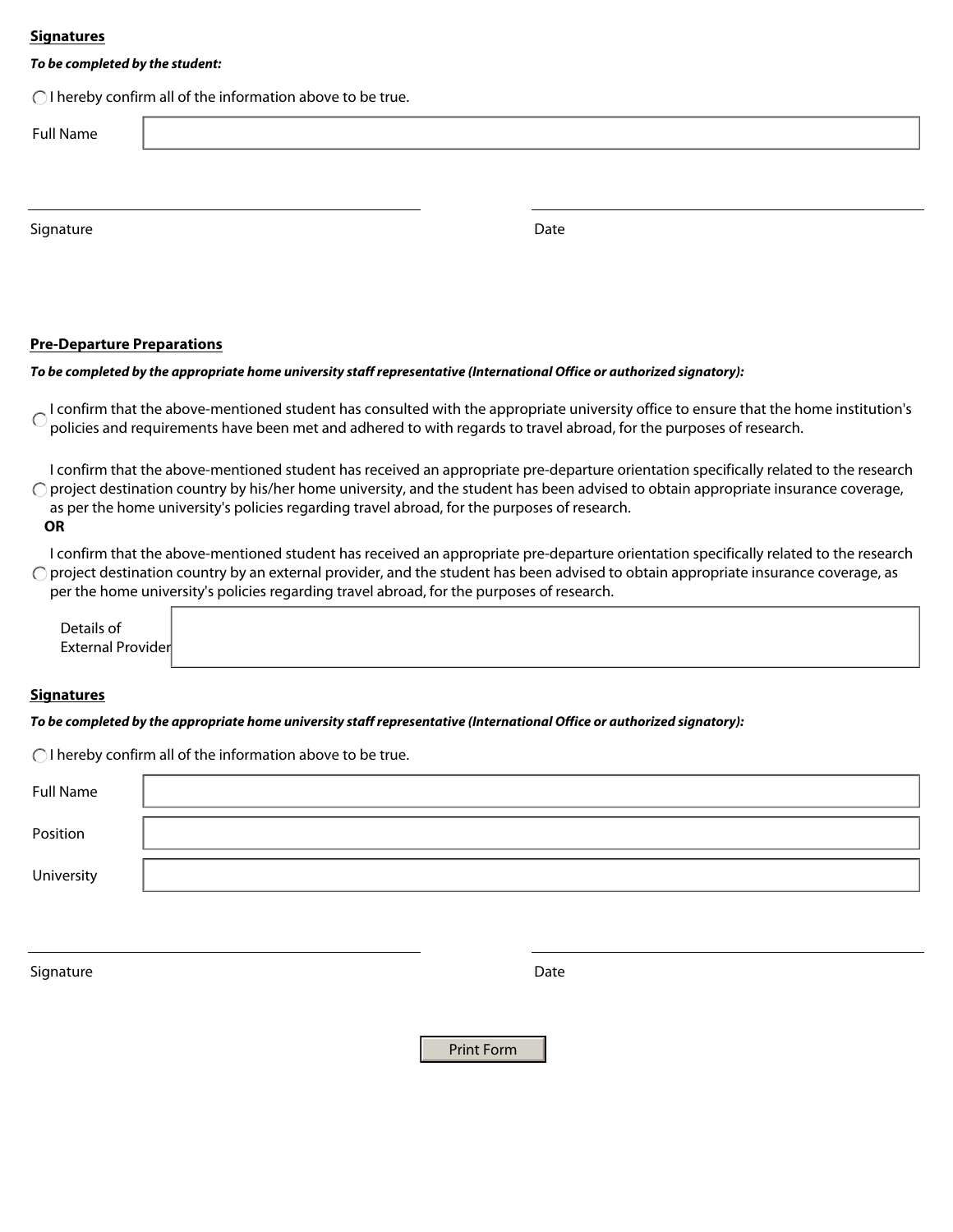**Signatures**

***To be completed by the student:***

○ I hereby confirm all of the information above to be true.

Full Name

Signature

Date

**Pre-Departure Preparations**

***To be completed by the appropriate home university staff representative (International Office or authorized signatory):***

○ I confirm that the above-mentioned student has consulted with the appropriate university office to ensure that the home institution's policies and requirements have been met and adhered to with regards to travel abroad, for the purposes of research.

○ I confirm that the above-mentioned student has received an appropriate pre-departure orientation specifically related to the research project destination country by his/her home university, and the student has been advised to obtain appropriate insurance coverage, as per the home university's policies regarding travel abroad, for the purposes of research.

**OR**

○ I confirm that the above-mentioned student has received an appropriate pre-departure orientation specifically related to the research project destination country by an external provider, and the student has been advised to obtain appropriate insurance coverage, as per the home university's policies regarding travel abroad, for the purposes of research.

Details of External Provider

**Signatures**

***To be completed by the appropriate home university staff representative (International Office or authorized signatory):***

○ I hereby confirm all of the information above to be true.

Full Name

Position

University

Signature

Date

Print Form